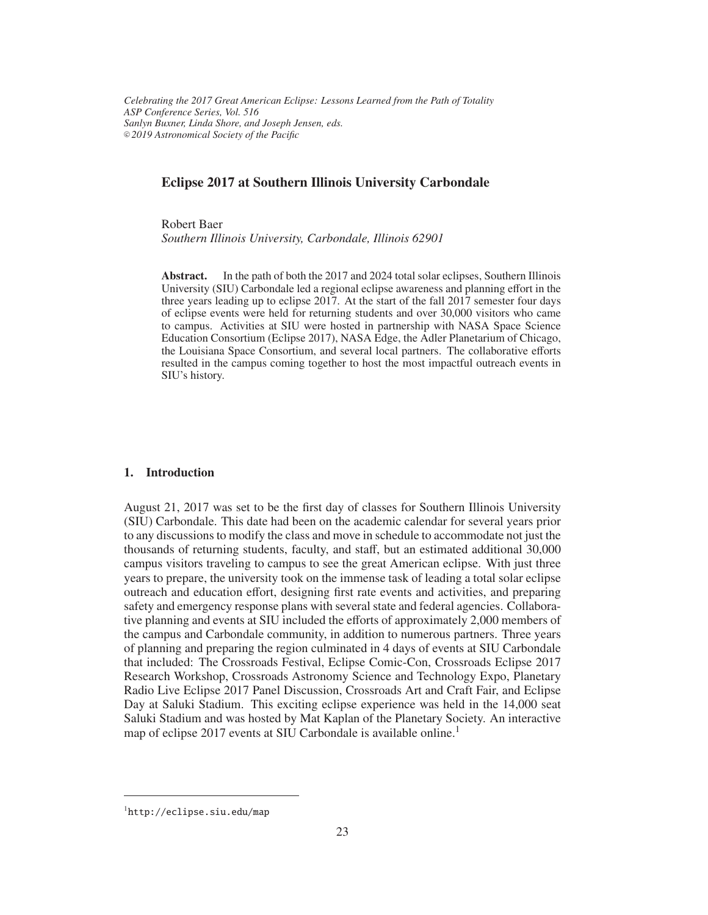*Celebrating the 2017 Great American Eclipse: Lessons Learned from the Path of Totality*
*ASP Conference Series, Vol. 516*
*Sanlyn Buxner, Linda Shore, and Joseph Jensen, eds.*
*© 2019 Astronomical Society of the Pacific*

# Eclipse 2017 at Southern Illinois University Carbondale

Robert Baer
*Southern Illinois University, Carbondale, Illinois 62901*

**Abstract.** In the path of both the 2017 and 2024 total solar eclipses, Southern Illinois University (SIU) Carbondale led a regional eclipse awareness and planning effort in the three years leading up to eclipse 2017. At the start of the fall 2017 semester four days of eclipse events were held for returning students and over 30,000 visitors who came to campus. Activities at SIU were hosted in partnership with NASA Space Science Education Consortium (Eclipse 2017), NASA Edge, the Adler Planetarium of Chicago, the Louisiana Space Consortium, and several local partners. The collaborative efforts resulted in the campus coming together to host the most impactful outreach events in SIU's history.

## 1. Introduction

August 21, 2017 was set to be the first day of classes for Southern Illinois University (SIU) Carbondale. This date had been on the academic calendar for several years prior to any discussions to modify the class and move in schedule to accommodate not just the thousands of returning students, faculty, and staff, but an estimated additional 30,000 campus visitors traveling to campus to see the great American eclipse. With just three years to prepare, the university took on the immense task of leading a total solar eclipse outreach and education effort, designing first rate events and activities, and preparing safety and emergency response plans with several state and federal agencies. Collaborative planning and events at SIU included the efforts of approximately 2,000 members of the campus and Carbondale community, in addition to numerous partners. Three years of planning and preparing the region culminated in 4 days of events at SIU Carbondale that included: The Crossroads Festival, Eclipse Comic-Con, Crossroads Eclipse 2017 Research Workshop, Crossroads Astronomy Science and Technology Expo, Planetary Radio Live Eclipse 2017 Panel Discussion, Crossroads Art and Craft Fair, and Eclipse Day at Saluki Stadium. This exciting eclipse experience was held in the 14,000 seat Saluki Stadium and was hosted by Mat Kaplan of the Planetary Society. An interactive map of eclipse 2017 events at SIU Carbondale is available online.[1]

---

[1] http://eclipse.siu.edu/map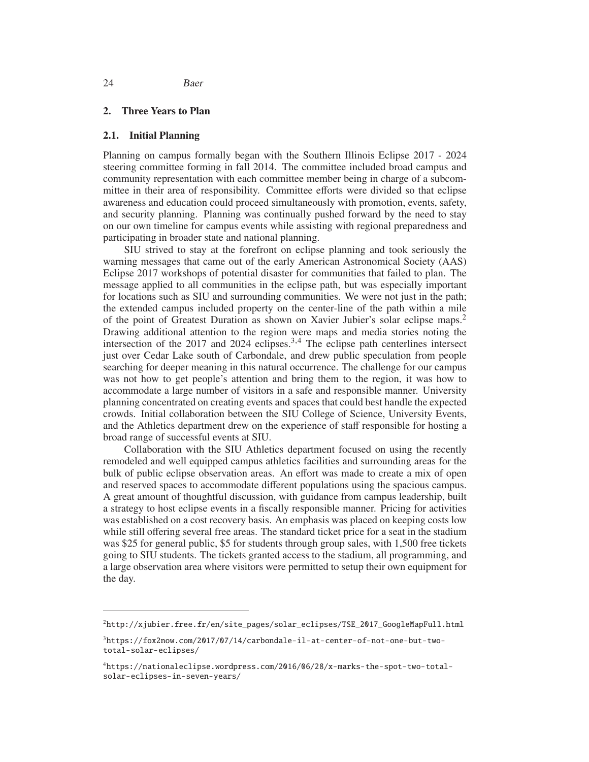## 2. Three Years to Plan

### 2.1. Initial Planning

Planning on campus formally began with the Southern Illinois Eclipse 2017 - 2024 steering committee forming in fall 2014. The committee included broad campus and community representation with each committee member being in charge of a subcommittee in their area of responsibility. Committee efforts were divided so that eclipse awareness and education could proceed simultaneously with promotion, events, safety, and security planning. Planning was continually pushed forward by the need to stay on our own timeline for campus events while assisting with regional preparedness and participating in broader state and national planning.

SIU strived to stay at the forefront on eclipse planning and took seriously the warning messages that came out of the early American Astronomical Society (AAS) Eclipse 2017 workshops of potential disaster for communities that failed to plan. The message applied to all communities in the eclipse path, but was especially important for locations such as SIU and surrounding communities. We were not just in the path; the extended campus included property on the center-line of the path within a mile of the point of Greatest Duration as shown on Xavier Jubier's solar eclipse maps.[2] Drawing additional attention to the region were maps and media stories noting the intersection of the 2017 and 2024 eclipses.[3,4] The eclipse path centerlines intersect just over Cedar Lake south of Carbondale, and drew public speculation from people searching for deeper meaning in this natural occurrence. The challenge for our campus was not how to get people's attention and bring them to the region, it was how to accommodate a large number of visitors in a safe and responsible manner. University planning concentrated on creating events and spaces that could best handle the expected crowds. Initial collaboration between the SIU College of Science, University Events, and the Athletics department drew on the experience of staff responsible for hosting a broad range of successful events at SIU.

Collaboration with the SIU Athletics department focused on using the recently remodeled and well equipped campus athletics facilities and surrounding areas for the bulk of public eclipse observation areas. An effort was made to create a mix of open and reserved spaces to accommodate different populations using the spacious campus. A great amount of thoughtful discussion, with guidance from campus leadership, built a strategy to host eclipse events in a fiscally responsible manner. Pricing for activities was established on a cost recovery basis. An emphasis was placed on keeping costs low while still offering several free areas. The standard ticket price for a seat in the stadium was \$25 for general public, \$5 for students through group sales, with 1,500 free tickets going to SIU students. The tickets granted access to the stadium, all programming, and a large observation area where visitors were permitted to setup their own equipment for the day.

---

[2] http://xjubier.free.fr/en/site_pages/solar_eclipses/TSE_2017_GoogleMapFull.html

[3] https://fox2now.com/2017/07/14/carbondale-il-at-center-of-not-one-but-two-total-solar-eclipses/

[4] https://nationaleclipse.wordpress.com/2016/06/28/x-marks-the-spot-two-total-solar-eclipses-in-seven-years/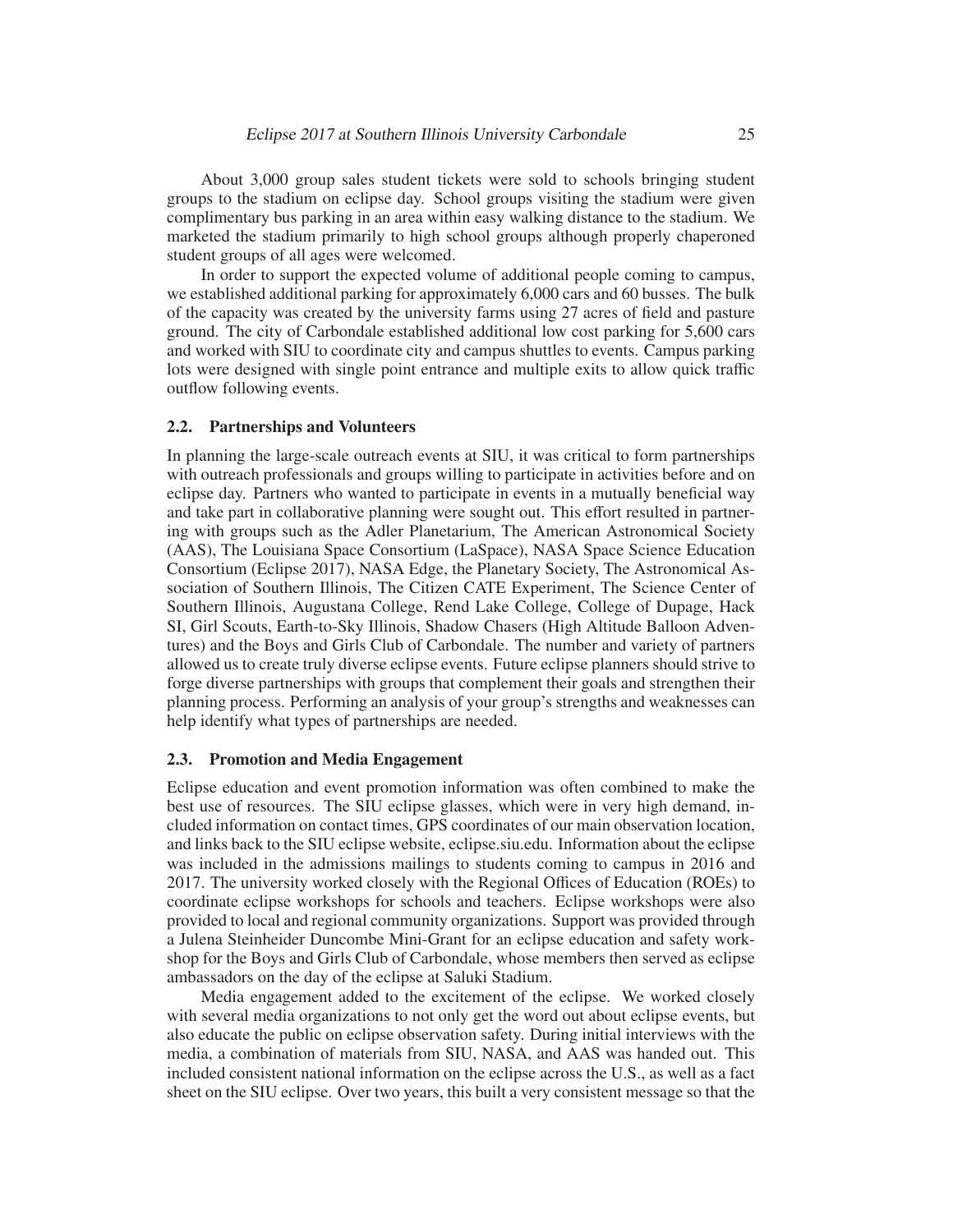About 3,000 group sales student tickets were sold to schools bringing student groups to the stadium on eclipse day. School groups visiting the stadium were given complimentary bus parking in an area within easy walking distance to the stadium. We marketed the stadium primarily to high school groups although properly chaperoned student groups of all ages were welcomed.

In order to support the expected volume of additional people coming to campus, we established additional parking for approximately 6,000 cars and 60 busses. The bulk of the capacity was created by the university farms using 27 acres of field and pasture ground. The city of Carbondale established additional low cost parking for 5,600 cars and worked with SIU to coordinate city and campus shuttles to events. Campus parking lots were designed with single point entrance and multiple exits to allow quick traffic outflow following events.

### 2.2. Partnerships and Volunteers

In planning the large-scale outreach events at SIU, it was critical to form partnerships with outreach professionals and groups willing to participate in activities before and on eclipse day. Partners who wanted to participate in events in a mutually beneficial way and take part in collaborative planning were sought out. This effort resulted in partnering with groups such as the Adler Planetarium, The American Astronomical Society (AAS), The Louisiana Space Consortium (LaSpace), NASA Space Science Education Consortium (Eclipse 2017), NASA Edge, the Planetary Society, The Astronomical Association of Southern Illinois, The Citizen CATE Experiment, The Science Center of Southern Illinois, Augustana College, Rend Lake College, College of Dupage, Hack SI, Girl Scouts, Earth-to-Sky Illinois, Shadow Chasers (High Altitude Balloon Adventures) and the Boys and Girls Club of Carbondale. The number and variety of partners allowed us to create truly diverse eclipse events. Future eclipse planners should strive to forge diverse partnerships with groups that complement their goals and strengthen their planning process. Performing an analysis of your group's strengths and weaknesses can help identify what types of partnerships are needed.

### 2.3. Promotion and Media Engagement

Eclipse education and event promotion information was often combined to make the best use of resources. The SIU eclipse glasses, which were in very high demand, included information on contact times, GPS coordinates of our main observation location, and links back to the SIU eclipse website, eclipse.siu.edu. Information about the eclipse was included in the admissions mailings to students coming to campus in 2016 and 2017. The university worked closely with the Regional Offices of Education (ROEs) to coordinate eclipse workshops for schools and teachers. Eclipse workshops were also provided to local and regional community organizations. Support was provided through a Julena Steinheider Duncombe Mini-Grant for an eclipse education and safety workshop for the Boys and Girls Club of Carbondale, whose members then served as eclipse ambassadors on the day of the eclipse at Saluki Stadium.

Media engagement added to the excitement of the eclipse. We worked closely with several media organizations to not only get the word out about eclipse events, but also educate the public on eclipse observation safety. During initial interviews with the media, a combination of materials from SIU, NASA, and AAS was handed out. This included consistent national information on the eclipse across the U.S., as well as a fact sheet on the SIU eclipse. Over two years, this built a very consistent message so that the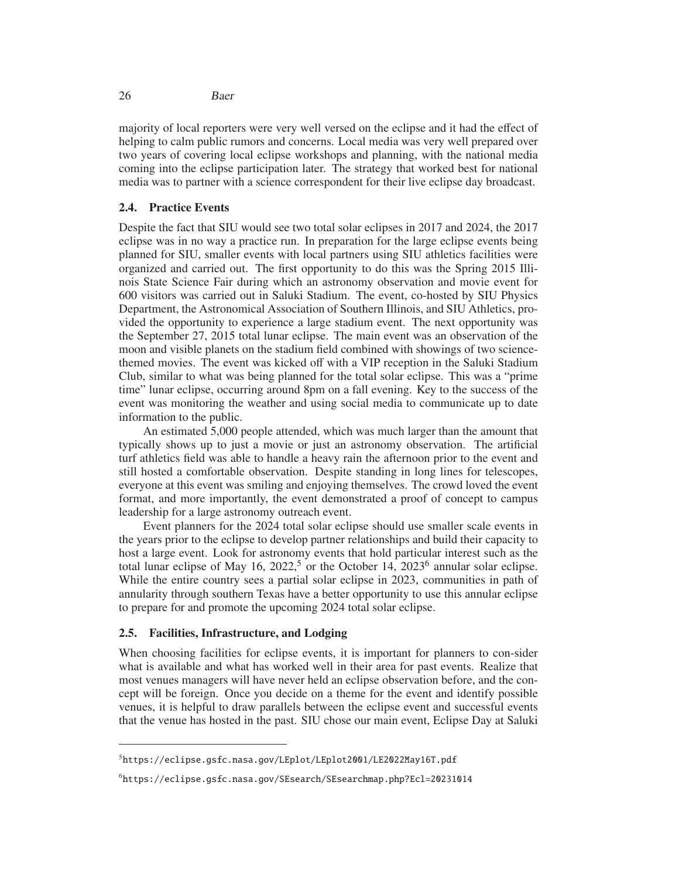majority of local reporters were very well versed on the eclipse and it had the effect of helping to calm public rumors and concerns. Local media was very well prepared over two years of covering local eclipse workshops and planning, with the national media coming into the eclipse participation later. The strategy that worked best for national media was to partner with a science correspondent for their live eclipse day broadcast.

### 2.4. Practice Events

Despite the fact that SIU would see two total solar eclipses in 2017 and 2024, the 2017 eclipse was in no way a practice run. In preparation for the large eclipse events being planned for SIU, smaller events with local partners using SIU athletics facilities were organized and carried out. The first opportunity to do this was the Spring 2015 Illinois State Science Fair during which an astronomy observation and movie event for 600 visitors was carried out in Saluki Stadium. The event, co-hosted by SIU Physics Department, the Astronomical Association of Southern Illinois, and SIU Athletics, provided the opportunity to experience a large stadium event. The next opportunity was the September 27, 2015 total lunar eclipse. The main event was an observation of the moon and visible planets on the stadium field combined with showings of two science-themed movies. The event was kicked off with a VIP reception in the Saluki Stadium Club, similar to what was being planned for the total solar eclipse. This was a "prime time" lunar eclipse, occurring around 8pm on a fall evening. Key to the success of the event was monitoring the weather and using social media to communicate up to date information to the public.

An estimated 5,000 people attended, which was much larger than the amount that typically shows up to just a movie or just an astronomy observation. The artificial turf athletics field was able to handle a heavy rain the afternoon prior to the event and still hosted a comfortable observation. Despite standing in long lines for telescopes, everyone at this event was smiling and enjoying themselves. The crowd loved the event format, and more importantly, the event demonstrated a proof of concept to campus leadership for a large astronomy outreach event.

Event planners for the 2024 total solar eclipse should use smaller scale events in the years prior to the eclipse to develop partner relationships and build their capacity to host a large event. Look for astronomy events that hold particular interest such as the total lunar eclipse of May 16, 2022,[5] or the October 14, 2023[6] annular solar eclipse. While the entire country sees a partial solar eclipse in 2023, communities in path of annularity through southern Texas have a better opportunity to use this annular eclipse to prepare for and promote the upcoming 2024 total solar eclipse.

### 2.5. Facilities, Infrastructure, and Lodging

When choosing facilities for eclipse events, it is important for planners to con-sider what is available and what has worked well in their area for past events. Realize that most venues managers will have never held an eclipse observation before, and the concept will be foreign. Once you decide on a theme for the event and identify possible venues, it is helpful to draw parallels between the eclipse event and successful events that the venue has hosted in the past. SIU chose our main event, Eclipse Day at Saluki

---

[5] https://eclipse.gsfc.nasa.gov/LEplot/LEplot2001/LE2022May16T.pdf

[6] https://eclipse.gsfc.nasa.gov/SEsearch/SEsearchmap.php?Ecl=20231014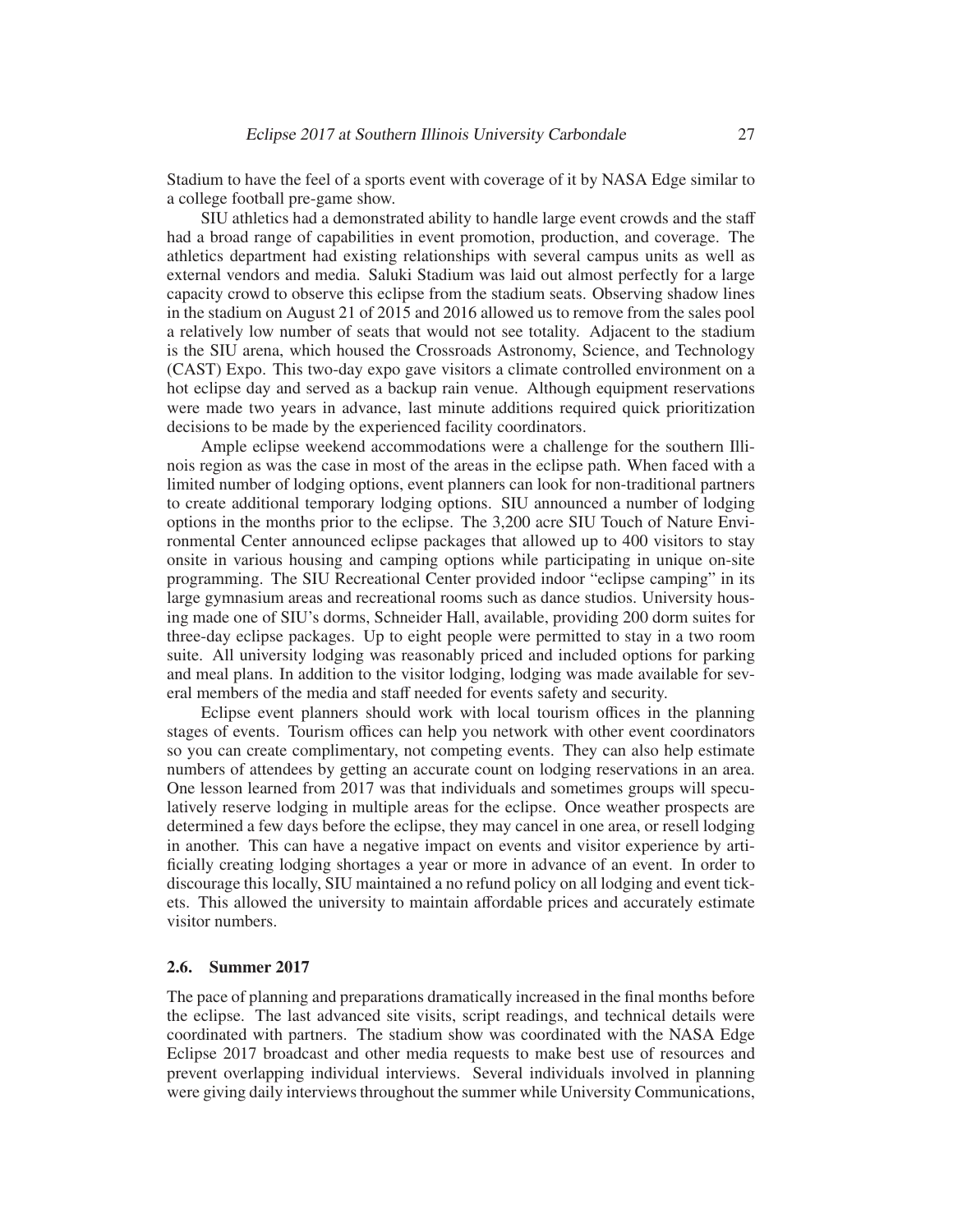Stadium to have the feel of a sports event with coverage of it by NASA Edge similar to a college football pre-game show.

SIU athletics had a demonstrated ability to handle large event crowds and the staff had a broad range of capabilities in event promotion, production, and coverage. The athletics department had existing relationships with several campus units as well as external vendors and media. Saluki Stadium was laid out almost perfectly for a large capacity crowd to observe this eclipse from the stadium seats. Observing shadow lines in the stadium on August 21 of 2015 and 2016 allowed us to remove from the sales pool a relatively low number of seats that would not see totality. Adjacent to the stadium is the SIU arena, which housed the Crossroads Astronomy, Science, and Technology (CAST) Expo. This two-day expo gave visitors a climate controlled environment on a hot eclipse day and served as a backup rain venue. Although equipment reservations were made two years in advance, last minute additions required quick prioritization decisions to be made by the experienced facility coordinators.

Ample eclipse weekend accommodations were a challenge for the southern Illinois region as was the case in most of the areas in the eclipse path. When faced with a limited number of lodging options, event planners can look for non-traditional partners to create additional temporary lodging options. SIU announced a number of lodging options in the months prior to the eclipse. The 3,200 acre SIU Touch of Nature Environmental Center announced eclipse packages that allowed up to 400 visitors to stay onsite in various housing and camping options while participating in unique on-site programming. The SIU Recreational Center provided indoor "eclipse camping" in its large gymnasium areas and recreational rooms such as dance studios. University housing made one of SIU's dorms, Schneider Hall, available, providing 200 dorm suites for three-day eclipse packages. Up to eight people were permitted to stay in a two room suite. All university lodging was reasonably priced and included options for parking and meal plans. In addition to the visitor lodging, lodging was made available for several members of the media and staff needed for events safety and security.

Eclipse event planners should work with local tourism offices in the planning stages of events. Tourism offices can help you network with other event coordinators so you can create complimentary, not competing events. They can also help estimate numbers of attendees by getting an accurate count on lodging reservations in an area. One lesson learned from 2017 was that individuals and sometimes groups will speculatively reserve lodging in multiple areas for the eclipse. Once weather prospects are determined a few days before the eclipse, they may cancel in one area, or resell lodging in another. This can have a negative impact on events and visitor experience by artificially creating lodging shortages a year or more in advance of an event. In order to discourage this locally, SIU maintained a no refund policy on all lodging and event tickets. This allowed the university to maintain affordable prices and accurately estimate visitor numbers.

### 2.6. Summer 2017

The pace of planning and preparations dramatically increased in the final months before the eclipse. The last advanced site visits, script readings, and technical details were coordinated with partners. The stadium show was coordinated with the NASA Edge Eclipse 2017 broadcast and other media requests to make best use of resources and prevent overlapping individual interviews. Several individuals involved in planning were giving daily interviews throughout the summer while University Communications,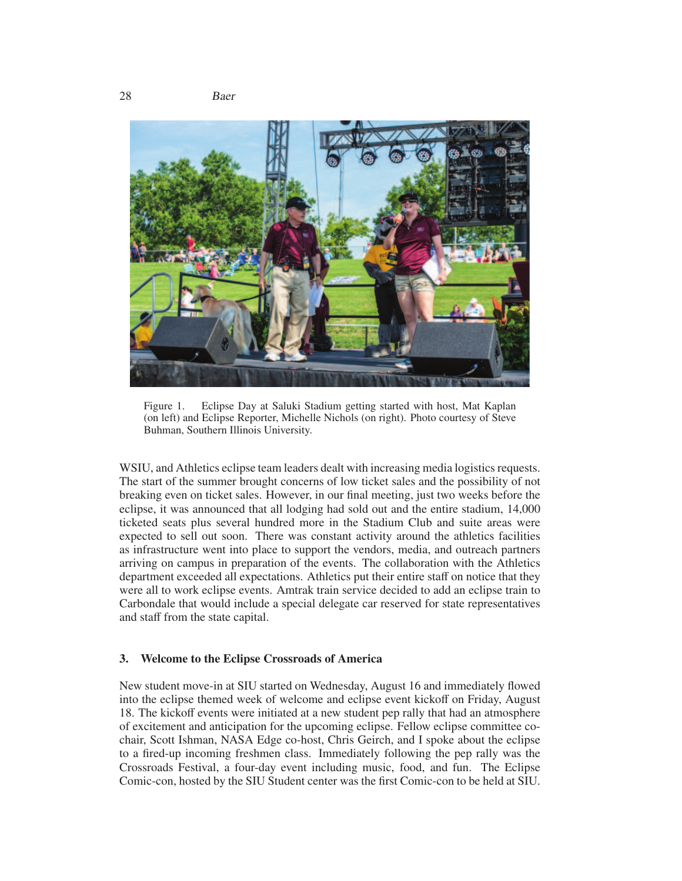Figure 1. Eclipse Day at Saluki Stadium getting started with host, Mat Kaplan (on left) and Eclipse Reporter, Michelle Nichols (on right). Photo courtesy of Steve Buhman, Southern Illinois University.

WSIU, and Athletics eclipse team leaders dealt with increasing media logistics requests. The start of the summer brought concerns of low ticket sales and the possibility of not breaking even on ticket sales. However, in our final meeting, just two weeks before the eclipse, it was announced that all lodging had sold out and the entire stadium, 14,000 ticketed seats plus several hundred more in the Stadium Club and suite areas were expected to sell out soon. There was constant activity around the athletics facilities as infrastructure went into place to support the vendors, media, and outreach partners arriving on campus in preparation of the events. The collaboration with the Athletics department exceeded all expectations. Athletics put their entire staff on notice that they were all to work eclipse events. Amtrak train service decided to add an eclipse train to Carbondale that would include a special delegate car reserved for state representatives and staff from the state capital.

## 3. Welcome to the Eclipse Crossroads of America

New student move-in at SIU started on Wednesday, August 16 and immediately flowed into the eclipse themed week of welcome and eclipse event kickoff on Friday, August 18. The kickoff events were initiated at a new student pep rally that had an atmosphere of excitement and anticipation for the upcoming eclipse. Fellow eclipse committee co-chair, Scott Ishman, NASA Edge co-host, Chris Geirch, and I spoke about the eclipse to a fired-up incoming freshmen class. Immediately following the pep rally was the Crossroads Festival, a four-day event including music, food, and fun. The Eclipse Comic-con, hosted by the SIU Student center was the first Comic-con to be held at SIU.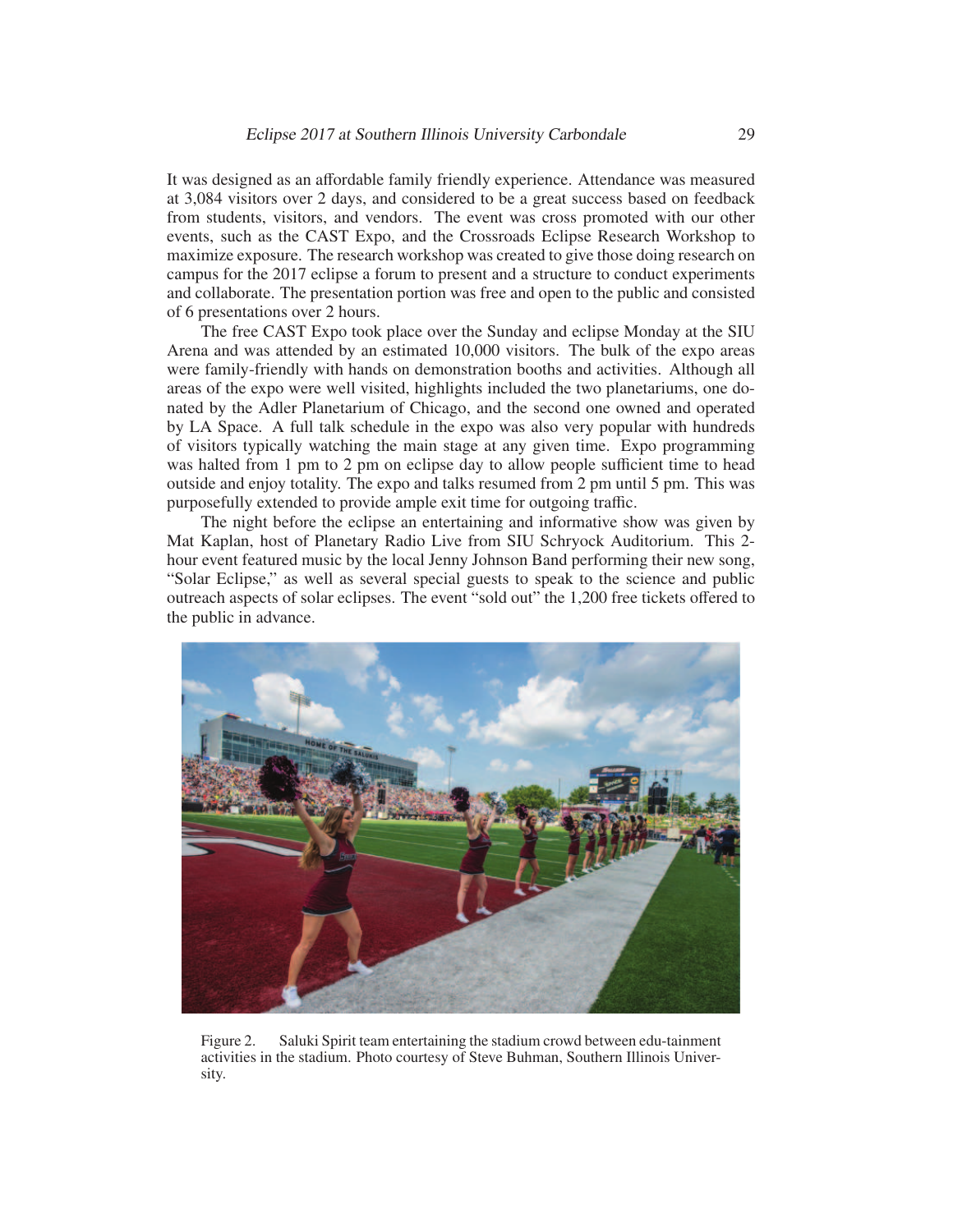It was designed as an affordable family friendly experience. Attendance was measured at 3,084 visitors over 2 days, and considered to be a great success based on feedback from students, visitors, and vendors. The event was cross promoted with our other events, such as the CAST Expo, and the Crossroads Eclipse Research Workshop to maximize exposure. The research workshop was created to give those doing research on campus for the 2017 eclipse a forum to present and a structure to conduct experiments and collaborate. The presentation portion was free and open to the public and consisted of 6 presentations over 2 hours.

The free CAST Expo took place over the Sunday and eclipse Monday at the SIU Arena and was attended by an estimated 10,000 visitors. The bulk of the expo areas were family-friendly with hands on demonstration booths and activities. Although all areas of the expo were well visited, highlights included the two planetariums, one donated by the Adler Planetarium of Chicago, and the second one owned and operated by LA Space. A full talk schedule in the expo was also very popular with hundreds of visitors typically watching the main stage at any given time. Expo programming was halted from 1 pm to 2 pm on eclipse day to allow people sufficient time to head outside and enjoy totality. The expo and talks resumed from 2 pm until 5 pm. This was purposefully extended to provide ample exit time for outgoing traffic.

The night before the eclipse an entertaining and informative show was given by Mat Kaplan, host of Planetary Radio Live from SIU Schryock Auditorium. This 2-hour event featured music by the local Jenny Johnson Band performing their new song, "Solar Eclipse," as well as several special guests to speak to the science and public outreach aspects of solar eclipses. The event "sold out" the 1,200 free tickets offered to the public in advance.

Figure 2. Saluki Spirit team entertaining the stadium crowd between edu-tainment activities in the stadium. Photo courtesy of Steve Buhman, Southern Illinois University.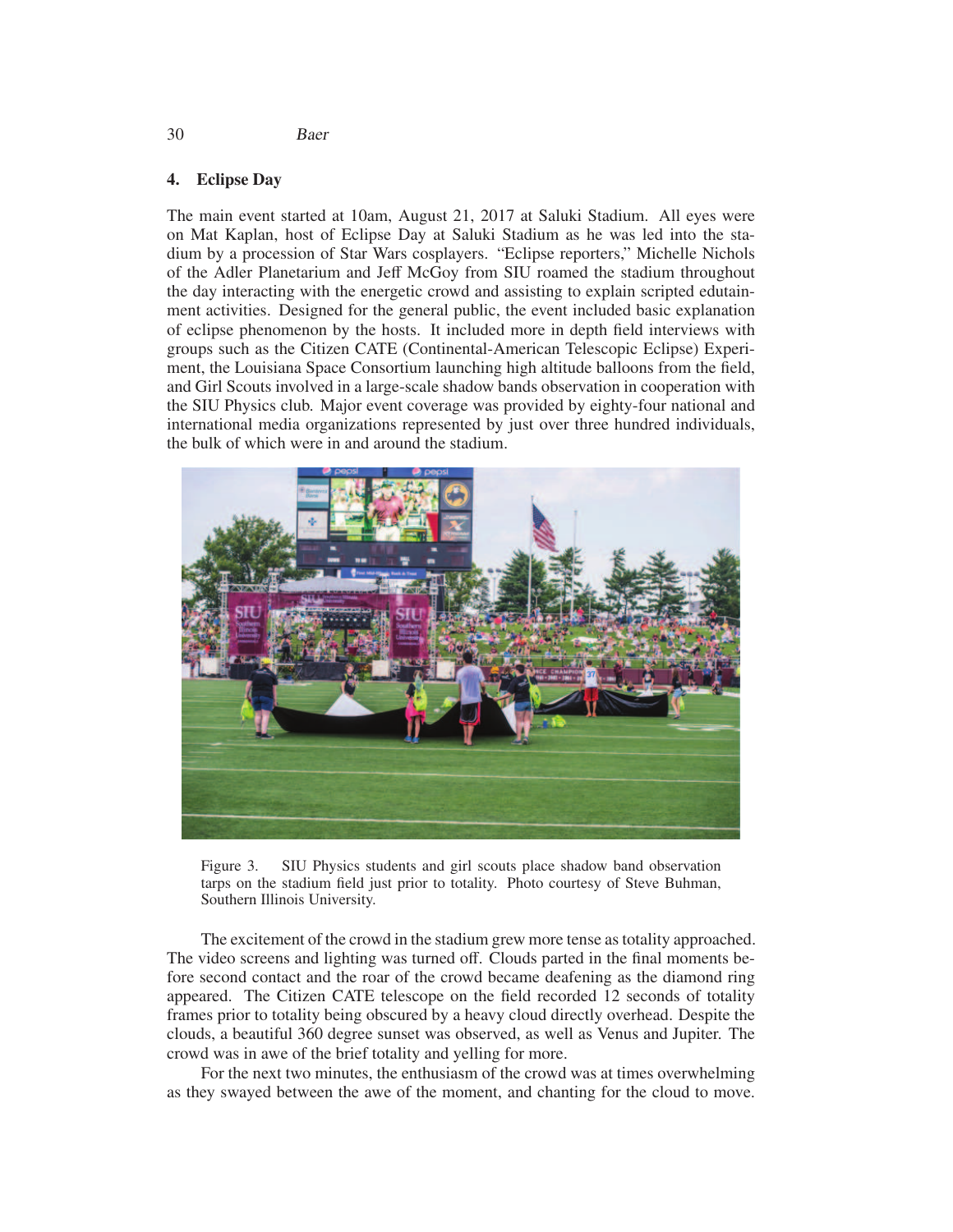## 4. Eclipse Day

The main event started at 10am, August 21, 2017 at Saluki Stadium. All eyes were on Mat Kaplan, host of Eclipse Day at Saluki Stadium as he was led into the stadium by a procession of Star Wars cosplayers. "Eclipse reporters," Michelle Nichols of the Adler Planetarium and Jeff McGoy from SIU roamed the stadium throughout the day interacting with the energetic crowd and assisting to explain scripted edutainment activities. Designed for the general public, the event included basic explanation of eclipse phenomenon by the hosts. It included more in depth field interviews with groups such as the Citizen CATE (Continental-American Telescopic Eclipse) Experiment, the Louisiana Space Consortium launching high altitude balloons from the field, and Girl Scouts involved in a large-scale shadow bands observation in cooperation with the SIU Physics club. Major event coverage was provided by eighty-four national and international media organizations represented by just over three hundred individuals, the bulk of which were in and around the stadium.

Figure 3. SIU Physics students and girl scouts place shadow band observation tarps on the stadium field just prior to totality. Photo courtesy of Steve Buhman, Southern Illinois University.

The excitement of the crowd in the stadium grew more tense as totality approached. The video screens and lighting was turned off. Clouds parted in the final moments before second contact and the roar of the crowd became deafening as the diamond ring appeared. The Citizen CATE telescope on the field recorded 12 seconds of totality frames prior to totality being obscured by a heavy cloud directly overhead. Despite the clouds, a beautiful 360 degree sunset was observed, as well as Venus and Jupiter. The crowd was in awe of the brief totality and yelling for more.

For the next two minutes, the enthusiasm of the crowd was at times overwhelming as they swayed between the awe of the moment, and chanting for the cloud to move.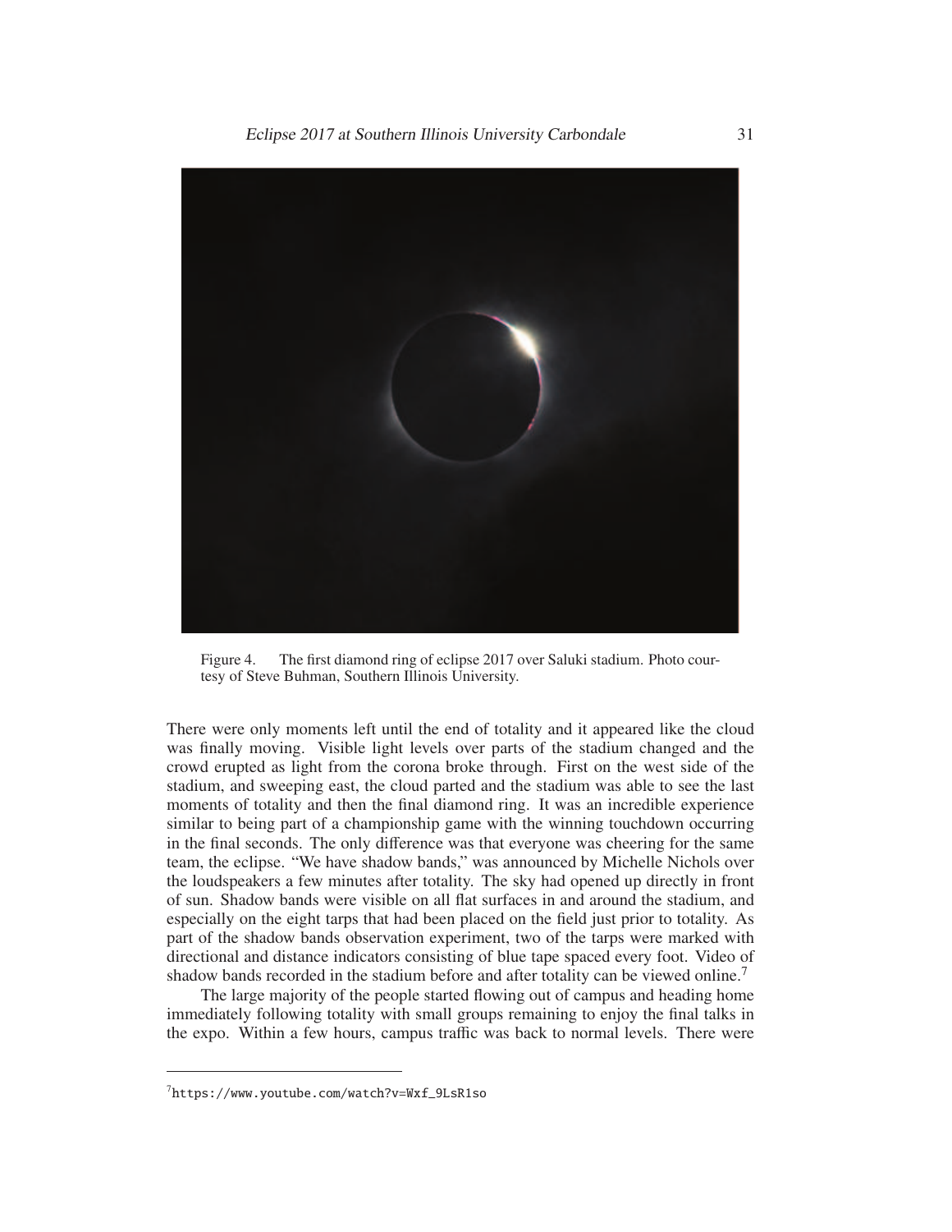Figure 4. The first diamond ring of eclipse 2017 over Saluki stadium. Photo courtesy of Steve Buhman, Southern Illinois University.

There were only moments left until the end of totality and it appeared like the cloud was finally moving. Visible light levels over parts of the stadium changed and the crowd erupted as light from the corona broke through. First on the west side of the stadium, and sweeping east, the cloud parted and the stadium was able to see the last moments of totality and then the final diamond ring. It was an incredible experience similar to being part of a championship game with the winning touchdown occurring in the final seconds. The only difference was that everyone was cheering for the same team, the eclipse. "We have shadow bands," was announced by Michelle Nichols over the loudspeakers a few minutes after totality. The sky had opened up directly in front of sun. Shadow bands were visible on all flat surfaces in and around the stadium, and especially on the eight tarps that had been placed on the field just prior to totality. As part of the shadow bands observation experiment, two of the tarps were marked with directional and distance indicators consisting of blue tape spaced every foot. Video of shadow bands recorded in the stadium before and after totality can be viewed online.[7]

The large majority of the people started flowing out of campus and heading home immediately following totality with small groups remaining to enjoy the final talks in the expo. Within a few hours, campus traffic was back to normal levels. There were

[7] https://www.youtube.com/watch?v=Wxf_9LsR1so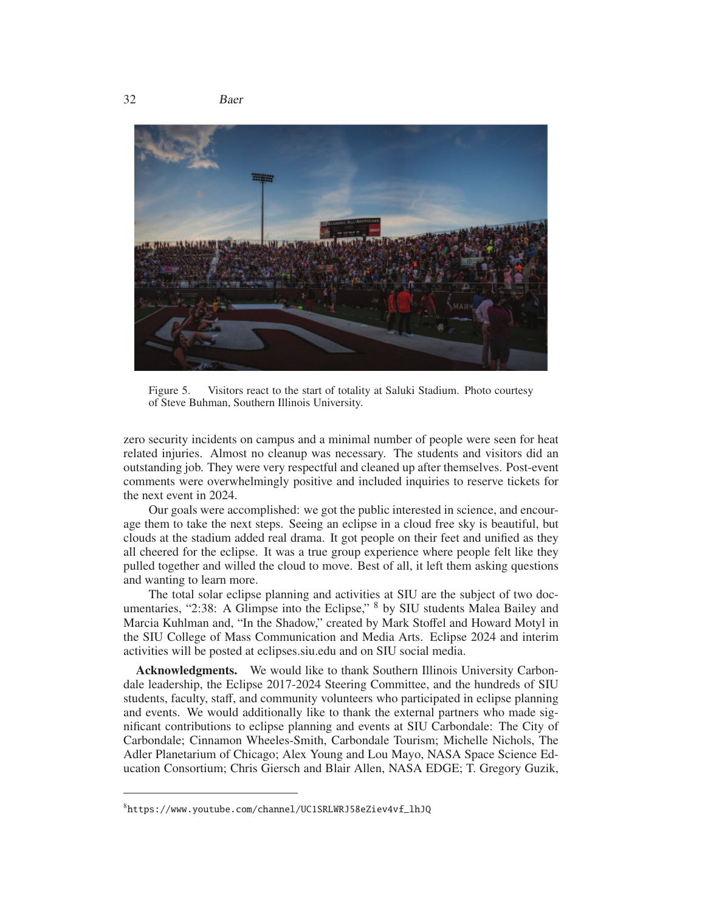Figure 5. Visitors react to the start of totality at Saluki Stadium. Photo courtesy of Steve Buhman, Southern Illinois University.

zero security incidents on campus and a minimal number of people were seen for heat related injuries. Almost no cleanup was necessary. The students and visitors did an outstanding job. They were very respectful and cleaned up after themselves. Post-event comments were overwhelmingly positive and included inquiries to reserve tickets for the next event in 2024.

Our goals were accomplished: we got the public interested in science, and encourage them to take the next steps. Seeing an eclipse in a cloud free sky is beautiful, but clouds at the stadium added real drama. It got people on their feet and unified as they all cheered for the eclipse. It was a true group experience where people felt like they pulled together and willed the cloud to move. Best of all, it left them asking questions and wanting to learn more.

The total solar eclipse planning and activities at SIU are the subject of two documentaries, "2:38: A Glimpse into the Eclipse," [8] by SIU students Malea Bailey and Marcia Kuhlman and, "In the Shadow," created by Mark Stoffel and Howard Motyl in the SIU College of Mass Communication and Media Arts. Eclipse 2024 and interim activities will be posted at eclipses.siu.edu and on SIU social media.

**Acknowledgments.** We would like to thank Southern Illinois University Carbondale leadership, the Eclipse 2017-2024 Steering Committee, and the hundreds of SIU students, faculty, staff, and community volunteers who participated in eclipse planning and events. We would additionally like to thank the external partners who made significant contributions to eclipse planning and events at SIU Carbondale: The City of Carbondale; Cinnamon Wheeles-Smith, Carbondale Tourism; Michelle Nichols, The Adler Planetarium of Chicago; Alex Young and Lou Mayo, NASA Space Science Education Consortium; Chris Giersch and Blair Allen, NASA EDGE; T. Gregory Guzik,

[8] https://www.youtube.com/channel/UC1SRLWRJ58eZiev4vf_lhJQ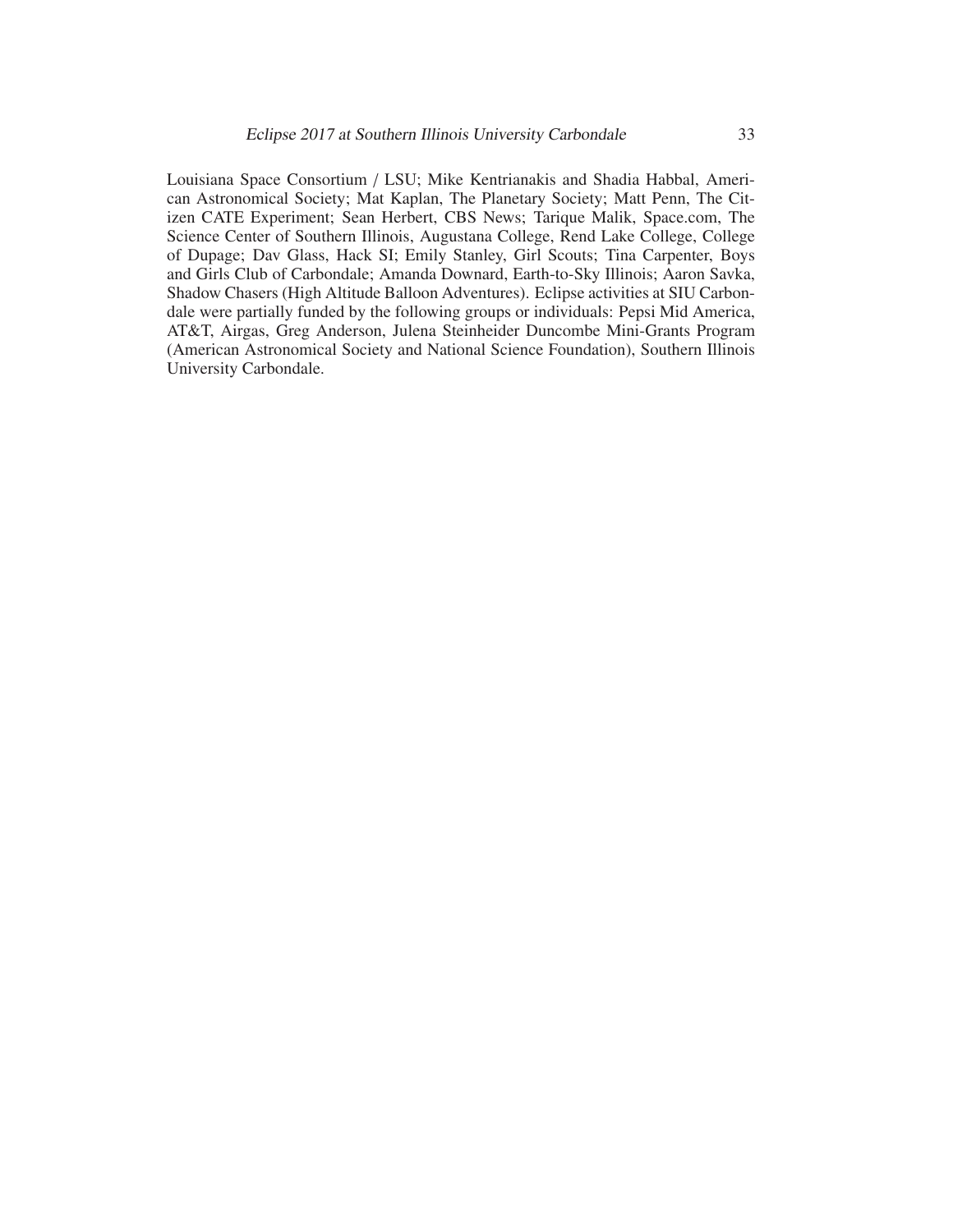Louisiana Space Consortium / LSU; Mike Kentrianakis and Shadia Habbal, American Astronomical Society; Mat Kaplan, The Planetary Society; Matt Penn, The Citizen CATE Experiment; Sean Herbert, CBS News; Tarique Malik, Space.com, The Science Center of Southern Illinois, Augustana College, Rend Lake College, College of Dupage; Dav Glass, Hack SI; Emily Stanley, Girl Scouts; Tina Carpenter, Boys and Girls Club of Carbondale; Amanda Downard, Earth-to-Sky Illinois; Aaron Savka, Shadow Chasers (High Altitude Balloon Adventures). Eclipse activities at SIU Carbondale were partially funded by the following groups or individuals: Pepsi Mid America, AT&T, Airgas, Greg Anderson, Julena Steinheider Duncombe Mini-Grants Program (American Astronomical Society and National Science Foundation), Southern Illinois University Carbondale.